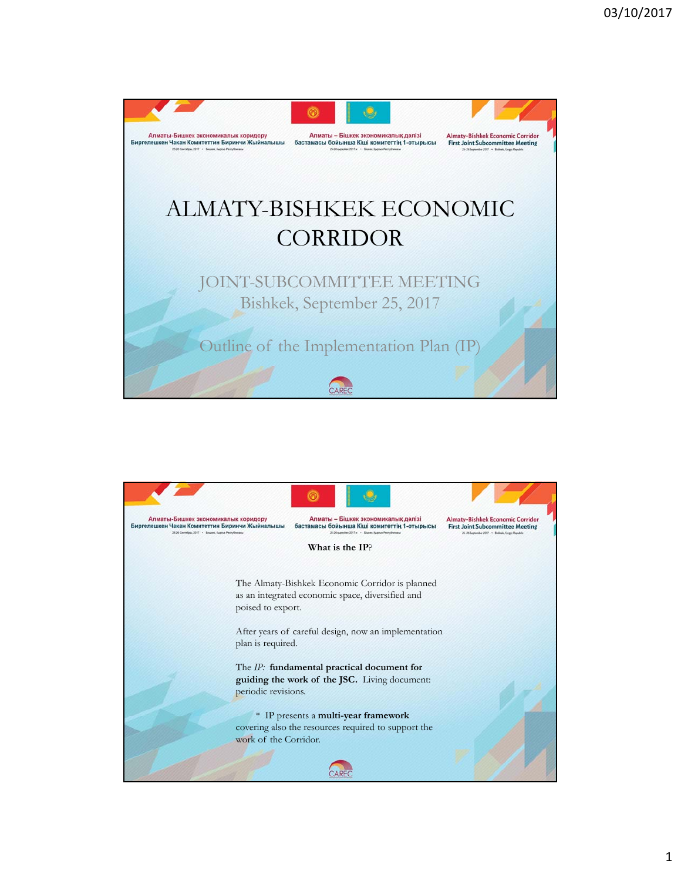Алматы-Бишкек экономикалык коридору
Биргелешкен Чакан Комитеттин Биринчи Жыйналышы

Алматы – Бішкек экономикалық дәлізі
бастамасы бойынша Кіші комитеттің 1-отырысы

Almaty-Bishkek Economic Corridor
First Joint Subcommittee Meeting

# ALMATY-BISHKEK ECONOMIC CORRIDOR

## JOINT-SUBCOMMITTEE MEETING
Bishkek, September 25, 2017

Outline of the Implementation Plan (IP)

CAREC

---

Алматы-Бишкек экономикалык коридору
Биргелешкен Чакан Комитеттин Биринчи Жыйналышы

Алматы – Бішкек экономикалық дәлізі
бастамасы бойынша Кіші комитеттің 1-отырысы

Almaty-Bishkek Economic Corridor
First Joint Subcommittee Meeting

**What is the IP**?

The Almaty-Bishkek Economic Corridor is planned as an integrated economic space, diversified and poised to export.

After years of careful design, now an implementation plan is required.

The *IP:* **fundamental practical document for guiding the work of the JSC.** Living document: periodic revisions.

* IP presents a **multi-year framework** covering also the resources required to support the work of the Corridor.

CAREC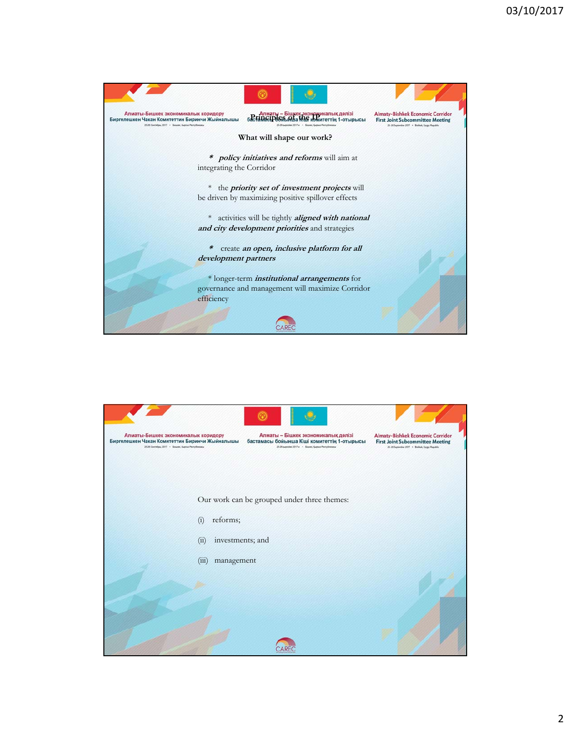## Principles of the IP

**What will shape our work?**

* ***policy initiatives and reforms*** will aim at integrating the Corridor

* the ***priority set of investment projects*** will be driven by maximizing positive spillover effects

* activities will be tightly ***aligned with national and city development priorities*** and strategies

* create ***an open, inclusive platform for all development partners***

* longer-term ***institutional arrangements*** for governance and management will maximize Corridor efficiency

---

Our work can be grouped under three themes:

(i) reforms;

(ii) investments; and

(iii) management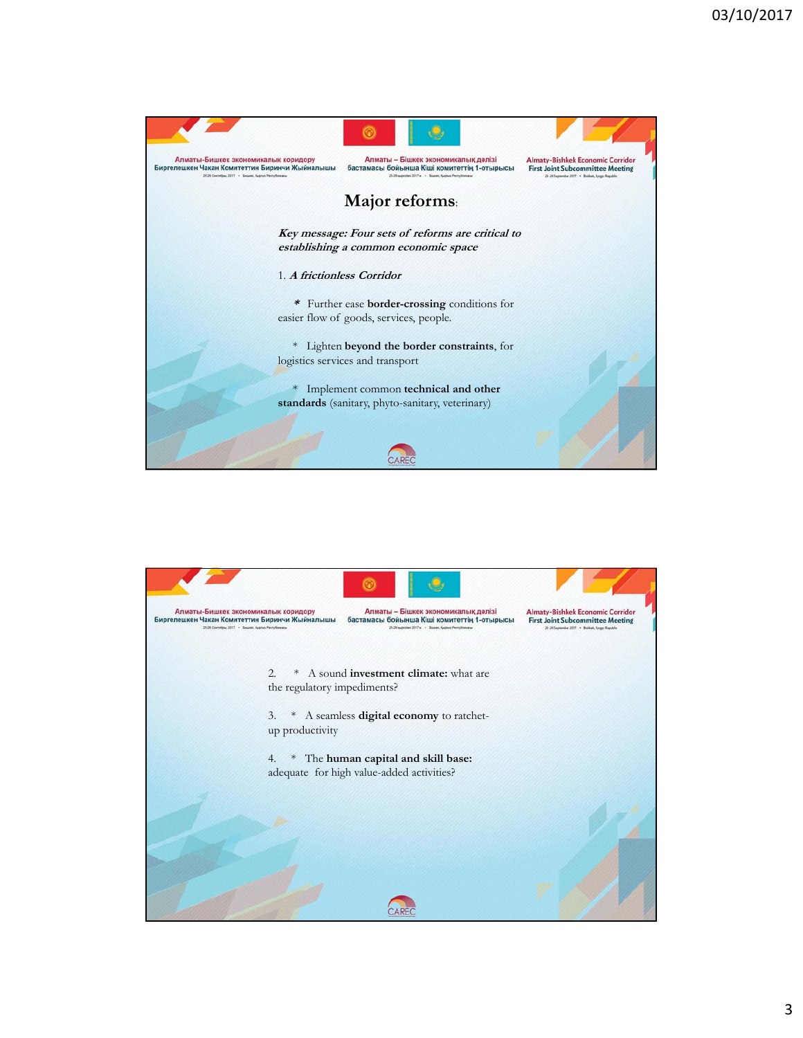# Major reforms:

***Key message: Four sets of reforms are critical to establishing a common economic space***

1. ***A frictionless Corridor***

   * Further ease **border-crossing** conditions for easier flow of goods, services, people.

   * Lighten **beyond the border constraints**, for logistics services and transport

   * Implement common **technical and other standards** (sanitary, phyto-sanitary, veterinary)

2. * A sound **investment climate:** what are the regulatory impediments?

3. * A seamless **digital economy** to ratchet-up productivity

4. * The **human capital and skill base:** adequate for high value-added activities?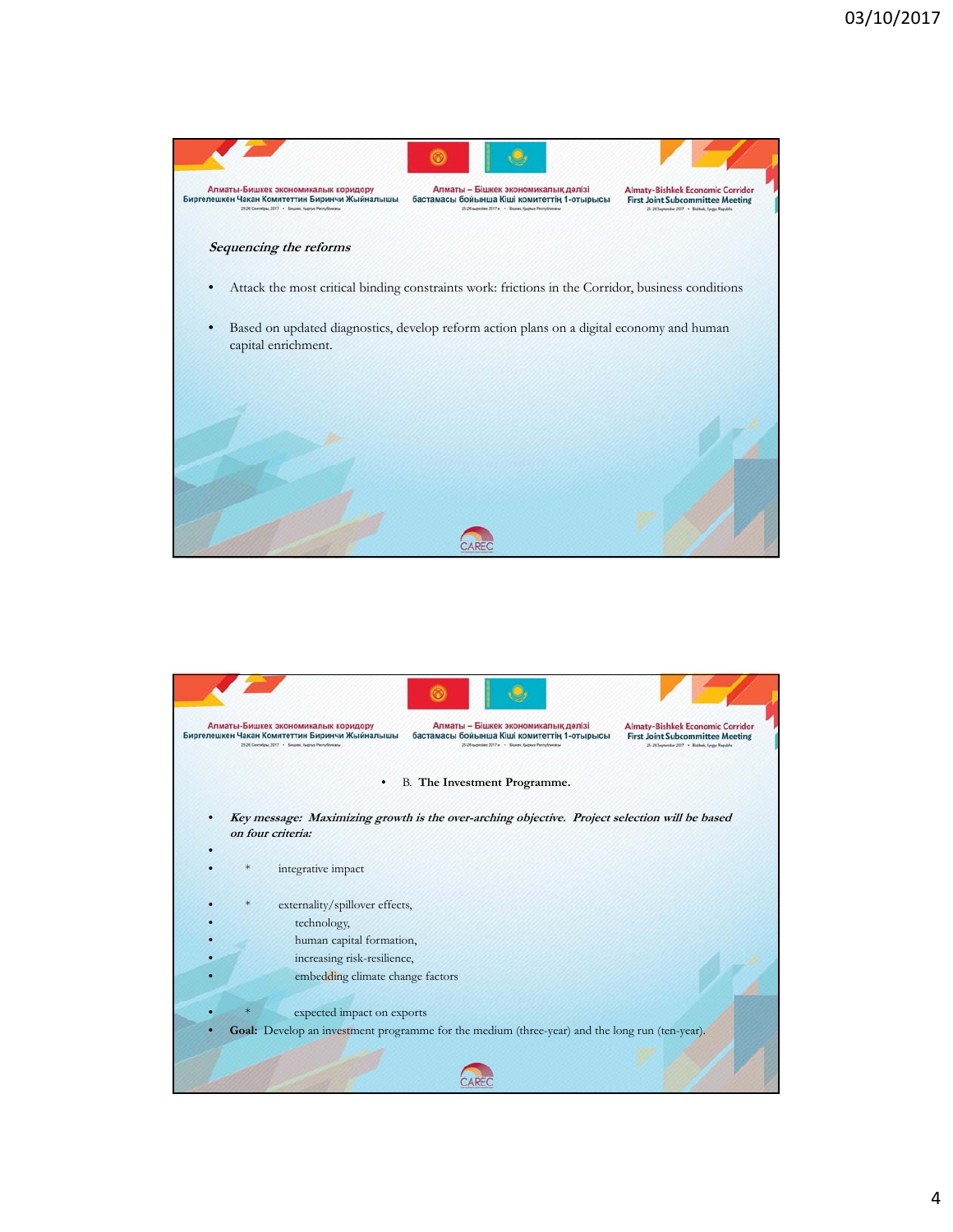*Sequencing the reforms*

- Attack the most critical binding constraints work: frictions in the Corridor, business conditions
- Based on updated diagnostics, develop reform action plans on a digital economy and human capital enrichment.

- B. **The Investment Programme.**

- ***Key message: Maximizing growth is the over-arching objective. Project selection will be based on four criteria:***
- 
- * integrative impact
- * externality/spillover effects,
- technology,
- human capital formation,
- increasing risk-resilience,
- embedding climate change factors
- * expected impact on exports
- **Goal:** Develop an investment programme for the medium (three-year) and the long run (ten-year).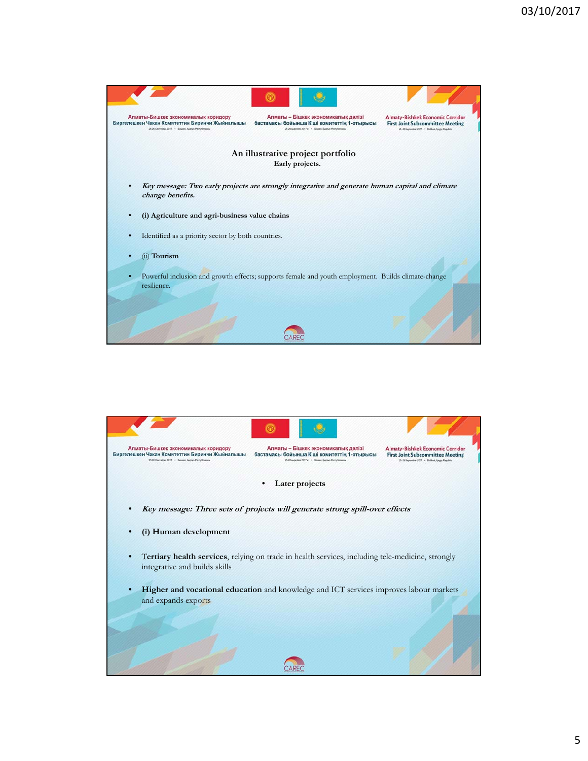## An illustrative project portfolio

Early projects.

- ***Key message: Two early projects are strongly integrative and generate human capital and climate change benefits.***
- **(i) Agriculture and agri-business value chains**
- Identified as a priority sector by both countries.
- (ii) **Tourism**
- Powerful inclusion and growth effects; supports female and youth employment. Builds climate-change resilience.

---

- **Later projects**

- ***Key message: Three sets of projects will generate strong spill-over effects***
- **(i) Human development**
- **Tertiary health services**, relying on trade in health services, including tele-medicine, strongly integrative and builds skills
- **Higher and vocational education** and knowledge and ICT services improves labour markets and expands exports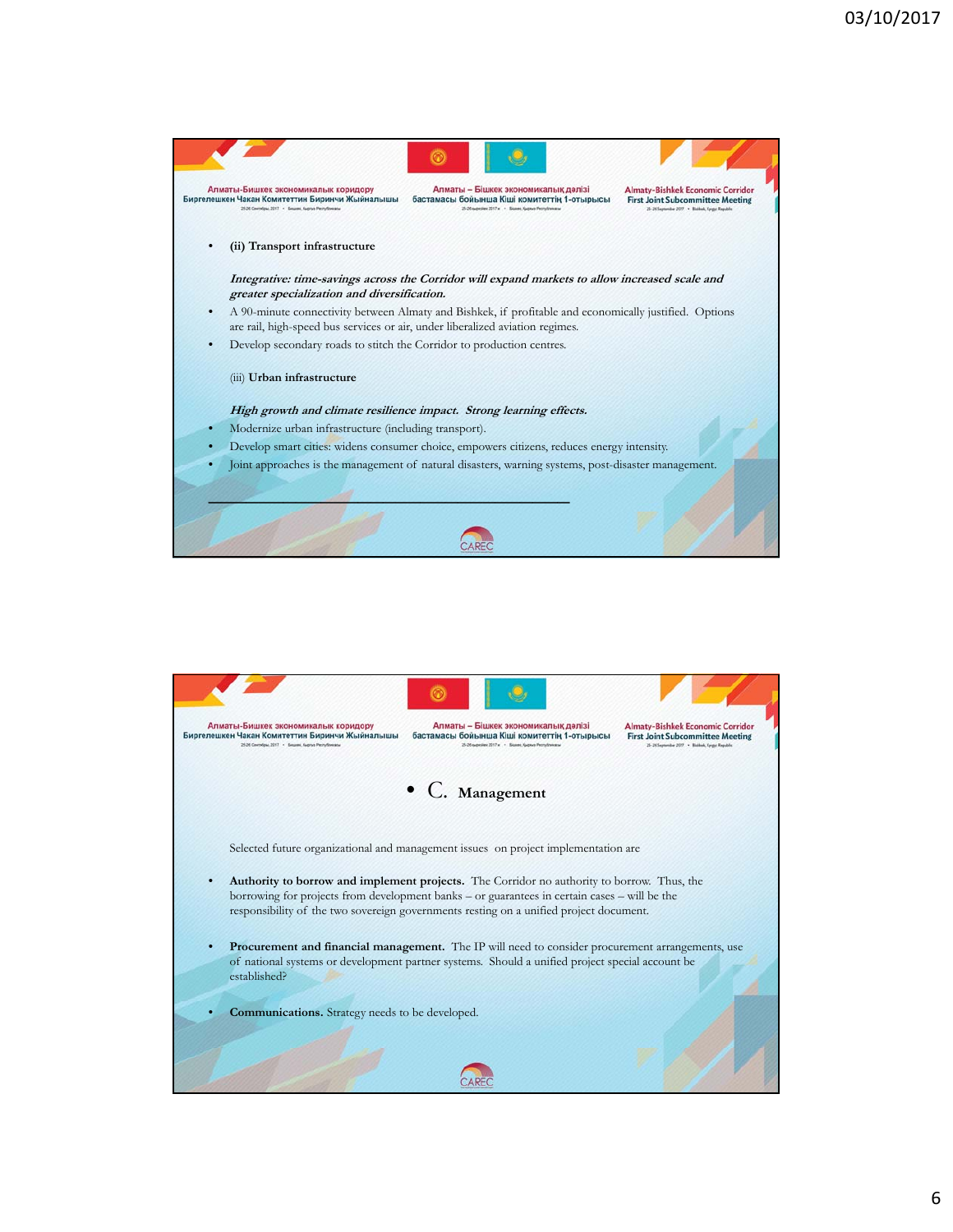- **(ii) Transport infrastructure**

  ***Integrative: time-savings across the Corridor will expand markets to allow increased scale and greater specialization and diversification.***

- A 90-minute connectivity between Almaty and Bishkek, if profitable and economically justified. Options are rail, high-speed bus services or air, under liberalized aviation regimes.
- Develop secondary roads to stitch the Corridor to production centres.

  (iii) **Urban infrastructure**

  ***High growth and climate resilience impact. Strong learning effects.***

- Modernize urban infrastructure (including transport).
- Develop smart cities: widens consumer choice, empowers citizens, reduces energy intensity.
- Joint approaches is the management of natural disasters, warning systems, post-disaster management.

---

## C. Management

Selected future organizational and management issues on project implementation are

- **Authority to borrow and implement projects.** The Corridor no authority to borrow. Thus, the borrowing for projects from development banks – or guarantees in certain cases – will be the responsibility of the two sovereign governments resting on a unified project document.
- **Procurement and financial management.** The IP will need to consider procurement arrangements, use of national systems or development partner systems. Should a unified project special account be established?
- **Communications.** Strategy needs to be developed.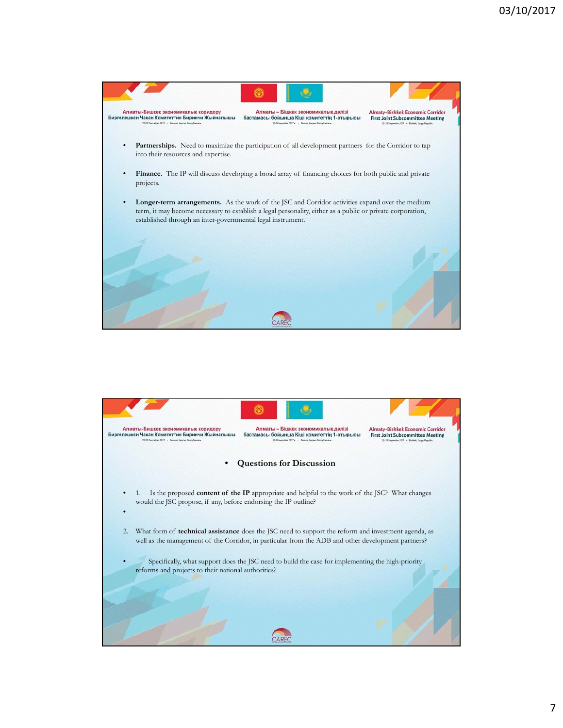- **Partnerships.** Need to maximize the participation of all development partners for the Corridor to tap into their resources and expertise.

- **Finance.** The IP will discuss developing a broad array of financing choices for both public and private projects.

- **Longer-term arrangements.** As the work of the JSC and Corridor activities expand over the medium term, it may become necessary to establish a legal personality, either as a public or private corporation, established through an inter-governmental legal instrument.

- **Questions for Discussion**

- 1. Is the proposed **content of the IP** appropriate and helpful to the work of the JSC? What changes would the JSC propose, if any, before endorsing the IP outline?

2. What form of **technical assistance** does the JSC need to support the reform and investment agenda, as well as the management of the Corridor, in particular from the ADB and other development partners?

- Specifically, what support does the JSC need to build the case for implementing the high-priority reforms and projects to their national authorities?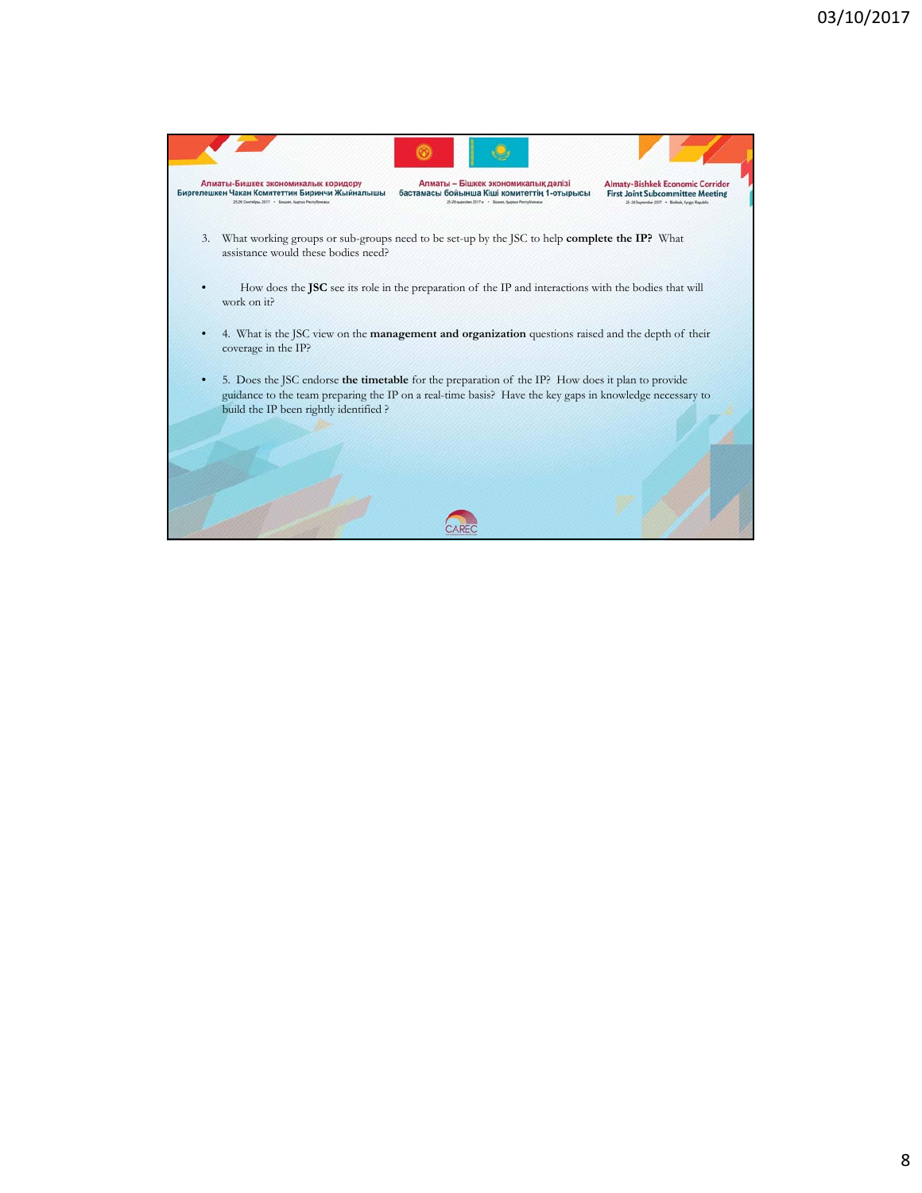Алматы-Бишкек экономикалык коридору
Биргелешкен Чакан Комитеттин Биринчи Жыйналышы

Алматы – Бішкек экономикалық дәлізі
бастамасы бойынша Кіші комитеттің 1-отырысы

Almaty-Bishkek Economic Corridor
First Joint Subcommittee Meeting

3. What working groups or sub-groups need to be set-up by the JSC to help **complete the IP?** What assistance would these bodies need?

- How does the **JSC** see its role in the preparation of the IP and interactions with the bodies that will work on it?

- 4. What is the JSC view on the **management and organization** questions raised and the depth of their coverage in the IP?

- 5. Does the JSC endorse **the timetable** for the preparation of the IP? How does it plan to provide guidance to the team preparing the IP on a real-time basis? Have the key gaps in knowledge necessary to build the IP been rightly identified ?

CAREC